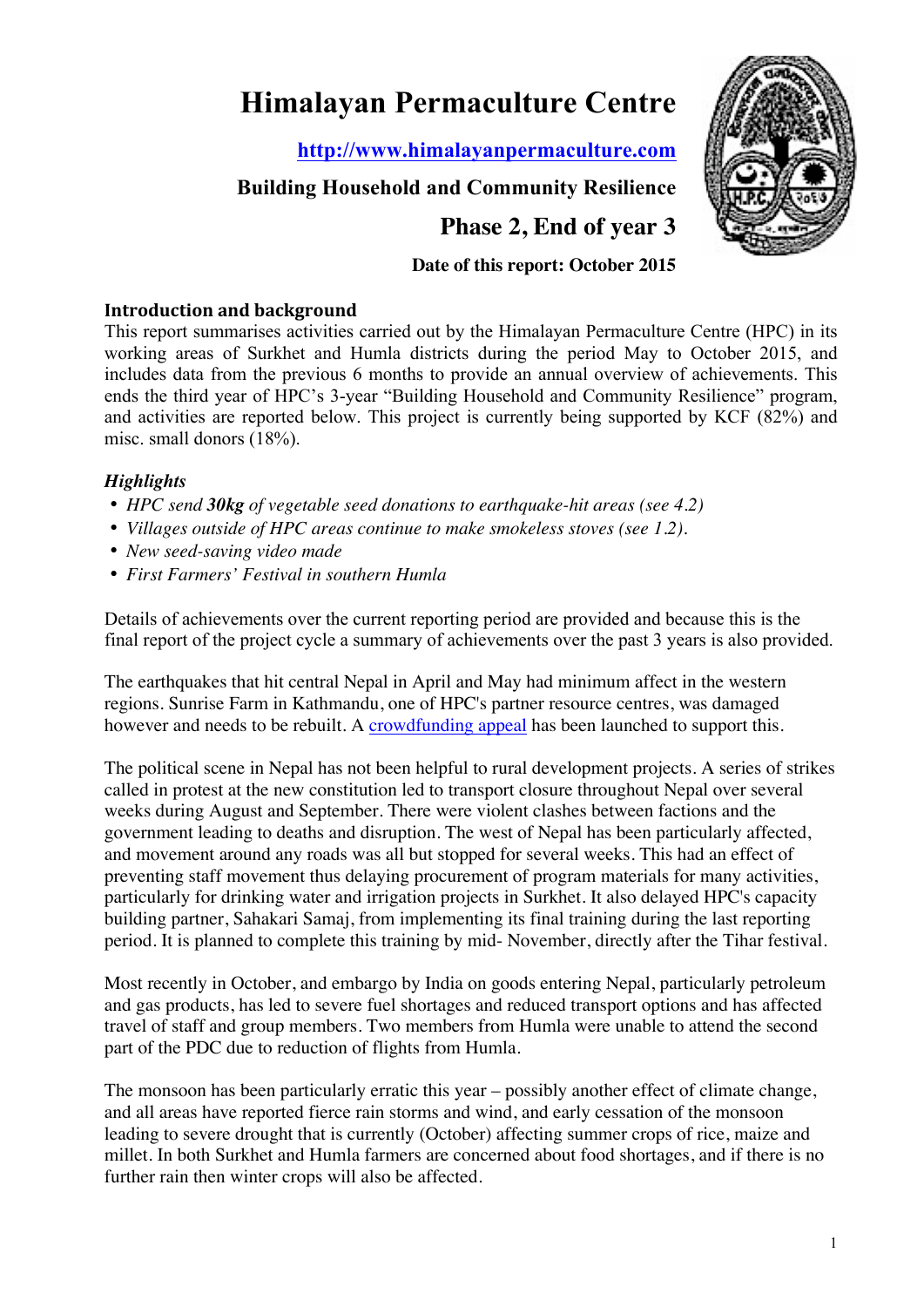# Himalayan Permaculture Centre

**http://www.himalayanpermaculture.com**

**Building Household and Community Resilience**

**Phase 2, End of year 3**

**Date of this report: October 2015**

## Introduction and background

This report summarises activities carried out by the Himalayan Permaculture Centre (HPC) in its working areas of Surkhet and Humla districts during the period May to October 2015, and includes data from the previous 6 months to provide an annual overview of achievements. This ends the third year of HPC's 3-year "Building Household and Community Resilience" program, and activities are reported below. This project is currently being supported by KCF (82%) and misc. small donors (18%).

### *Highlights*

- *HPC send **30kg** of vegetable seed donations to earthquake-hit areas (see 4.2)*
- *Villages outside of HPC areas continue to make smokeless stoves (see 1.2).*
- *New seed-saving video made*
- *First Farmers' Festival in southern Humla*

Details of achievements over the current reporting period are provided and because this is the final report of the project cycle a summary of achievements over the past 3 years is also provided.

The earthquakes that hit central Nepal in April and May had minimum affect in the western regions. Sunrise Farm in Kathmandu, one of HPC's partner resource centres, was damaged however and needs to be rebuilt. A crowdfunding appeal has been launched to support this.

The political scene in Nepal has not been helpful to rural development projects. A series of strikes called in protest at the new constitution led to transport closure throughout Nepal over several weeks during August and September. There were violent clashes between factions and the government leading to deaths and disruption. The west of Nepal has been particularly affected, and movement around any roads was all but stopped for several weeks. This had an effect of preventing staff movement thus delaying procurement of program materials for many activities, particularly for drinking water and irrigation projects in Surkhet. It also delayed HPC's capacity building partner, Sahakari Samaj, from implementing its final training during the last reporting period. It is planned to complete this training by mid- November, directly after the Tihar festival.

Most recently in October, and embargo by India on goods entering Nepal, particularly petroleum and gas products, has led to severe fuel shortages and reduced transport options and has affected travel of staff and group members. Two members from Humla were unable to attend the second part of the PDC due to reduction of flights from Humla.

The monsoon has been particularly erratic this year – possibly another effect of climate change, and all areas have reported fierce rain storms and wind, and early cessation of the monsoon leading to severe drought that is currently (October) affecting summer crops of rice, maize and millet. In both Surkhet and Humla farmers are concerned about food shortages, and if there is no further rain then winter crops will also be affected.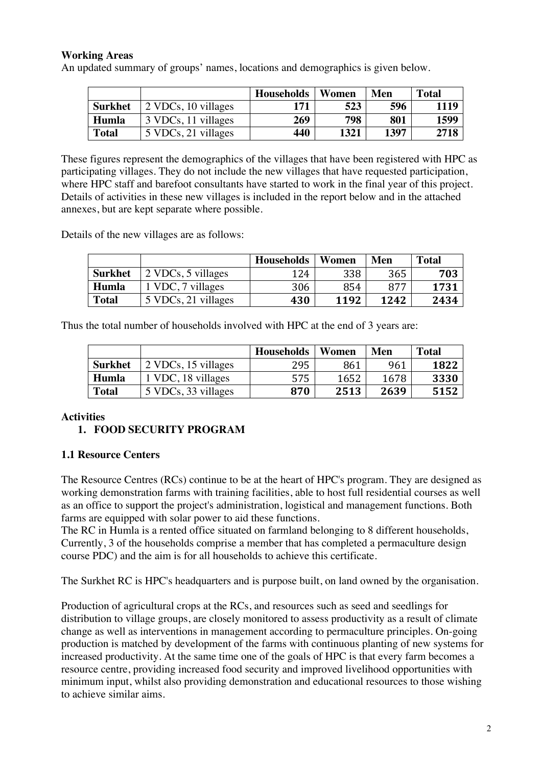**Working Areas**

An updated summary of groups' names, locations and demographics is given below.

| | | Households | Women | Men | Total |
|---|---|---|---|---|---|
| **Surkhet** | 2 VDCs, 10 villages | **171** | **523** | **596** | **1119** |
| **Humla** | 3 VDCs, 11 villages | **269** | **798** | **801** | **1599** |
| **Total** | 5 VDCs, 21 villages | **440** | **1321** | **1397** | **2718** |

These figures represent the demographics of the villages that have been registered with HPC as participating villages. They do not include the new villages that have requested participation, where HPC staff and barefoot consultants have started to work in the final year of this project. Details of activities in these new villages is included in the report below and in the attached annexes, but are kept separate where possible.

Details of the new villages are as follows:

| | | Households | Women | Men | Total |
|---|---|---|---|---|---|
| **Surkhet** | 2 VDCs, 5 villages | 124 | 338 | 365 | **703** |
| **Humla** | 1 VDC, 7 villages | 306 | 854 | 877 | **1731** |
| **Total** | 5 VDCs, 21 villages | **430** | **1192** | **1242** | **2434** |

Thus the total number of households involved with HPC at the end of 3 years are:

| | | Households | Women | Men | Total |
|---|---|---|---|---|---|
| **Surkhet** | 2 VDCs, 15 villages | 295 | 861 | 961 | **1822** |
| **Humla** | 1 VDC, 18 villages | 575 | 1652 | 1678 | **3330** |
| **Total** | 5 VDCs, 33 villages | **870** | **2513** | **2639** | **5152** |

**Activities**

1. **FOOD SECURITY PROGRAM**

**1.1 Resource Centers**

The Resource Centres (RCs) continue to be at the heart of HPC's program. They are designed as working demonstration farms with training facilities, able to host full residential courses as well as an office to support the project's administration, logistical and management functions. Both farms are equipped with solar power to aid these functions.
The RC in Humla is a rented office situated on farmland belonging to 8 different households, Currently, 3 of the households comprise a member that has completed a permaculture design course PDC) and the aim is for all households to achieve this certificate.

The Surkhet RC is HPC's headquarters and is purpose built, on land owned by the organisation.

Production of agricultural crops at the RCs, and resources such as seed and seedlings for distribution to village groups, are closely monitored to assess productivity as a result of climate change as well as interventions in management according to permaculture principles. On-going production is matched by development of the farms with continuous planting of new systems for increased productivity. At the same time one of the goals of HPC is that every farm becomes a resource centre, providing increased food security and improved livelihood opportunities with minimum input, whilst also providing demonstration and educational resources to those wishing to achieve similar aims.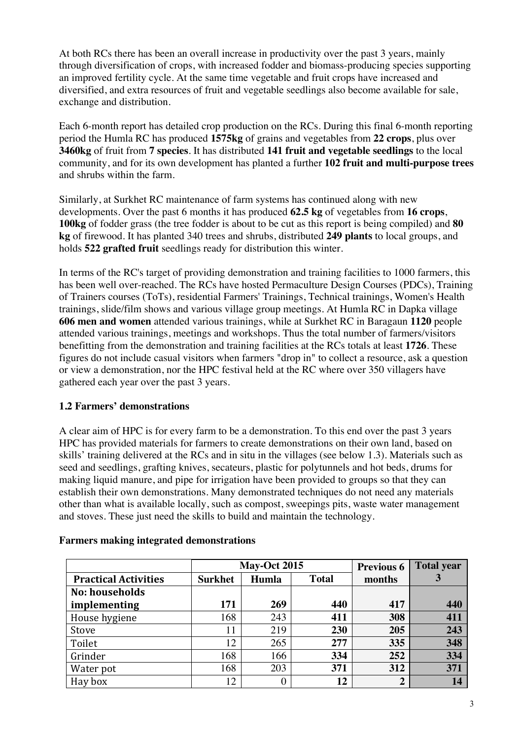At both RCs there has been an overall increase in productivity over the past 3 years, mainly through diversification of crops, with increased fodder and biomass-producing species supporting an improved fertility cycle. At the same time vegetable and fruit crops have increased and diversified, and extra resources of fruit and vegetable seedlings also become available for sale, exchange and distribution.

Each 6-month report has detailed crop production on the RCs. During this final 6-month reporting period the Humla RC has produced **1575kg** of grains and vegetables from **22 crops**, plus over **3460kg** of fruit from **7 species**. It has distributed **141 fruit and vegetable seedlings** to the local community, and for its own development has planted a further **102 fruit and multi-purpose trees** and shrubs within the farm.

Similarly, at Surkhet RC maintenance of farm systems has continued along with new developments. Over the past 6 months it has produced **62.5 kg** of vegetables from **16 crops**, **100kg** of fodder grass (the tree fodder is about to be cut as this report is being compiled) and **80 kg** of firewood. It has planted 340 trees and shrubs, distributed **249 plants** to local groups, and holds **522 grafted fruit** seedlings ready for distribution this winter.

In terms of the RC's target of providing demonstration and training facilities to 1000 farmers, this has been well over-reached. The RCs have hosted Permaculture Design Courses (PDCs), Training of Trainers courses (ToTs), residential Farmers' Trainings, Technical trainings, Women's Health trainings, slide/film shows and various village group meetings. At Humla RC in Dapka village **606 men and women** attended various trainings, while at Surkhet RC in Baragaun **1120** people attended various trainings, meetings and workshops. Thus the total number of farmers/visitors benefitting from the demonstration and training facilities at the RCs totals at least **1726**. These figures do not include casual visitors when farmers "drop in" to collect a resource, ask a question or view a demonstration, nor the HPC festival held at the RC where over 350 villagers have gathered each year over the past 3 years.

### 1.2 Farmers' demonstrations

A clear aim of HPC is for every farm to be a demonstration. To this end over the past 3 years HPC has provided materials for farmers to create demonstrations on their own land, based on skills' training delivered at the RCs and in situ in the villages (see below 1.3). Materials such as seed and seedlings, grafting knives, secateurs, plastic for polytunnels and hot beds, drums for making liquid manure, and pipe for irrigation have been provided to groups so that they can establish their own demonstrations. Many demonstrated techniques do not need any materials other than what is available locally, such as compost, sweepings pits, waste water management and stoves. These just need the skills to build and maintain the technology.

**Farmers making integrated demonstrations**

| | May-Oct 2015 | | | Previous 6 | Total year |
|---|---|---|---|---|---|
| **Practical Activities** | **Surkhet** | **Humla** | **Total** | **months** | **3** |
| **No: households implementing** | **171** | **269** | **440** | **417** | **440** |
| House hygiene | 168 | 243 | **411** | **308** | **411** |
| Stove | 11 | 219 | **230** | **205** | **243** |
| Toilet | 12 | 265 | **277** | **335** | **348** |
| Grinder | 168 | 166 | **334** | **252** | **334** |
| Water pot | 168 | 203 | **371** | **312** | **371** |
| Hay box | 12 | 0 | **12** | **2** | **14** |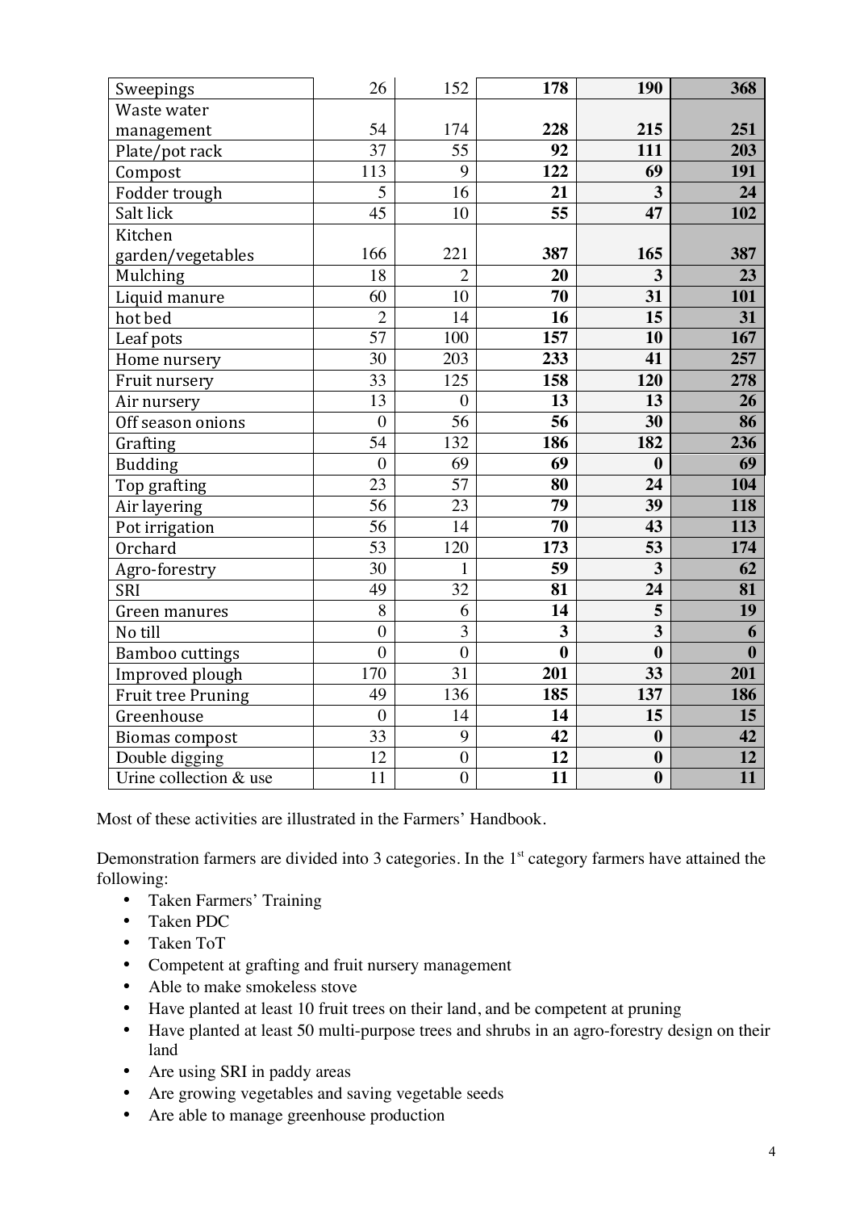| | | | | | |
|---|---|---|---|---|---|
| Sweepings | 26 | 152 | **178** | **190** | **368** |
| Waste water management | 54 | 174 | **228** | **215** | **251** |
| Plate/pot rack | 37 | 55 | **92** | **111** | **203** |
| Compost | 113 | 9 | **122** | **69** | **191** |
| Fodder trough | 5 | 16 | **21** | **3** | **24** |
| Salt lick | 45 | 10 | **55** | **47** | **102** |
| Kitchen garden/vegetables | 166 | 221 | **387** | **165** | **387** |
| Mulching | 18 | 2 | **20** | **3** | **23** |
| Liquid manure | 60 | 10 | **70** | **31** | **101** |
| hot bed | 2 | 14 | **16** | **15** | **31** |
| Leaf pots | 57 | 100 | **157** | **10** | **167** |
| Home nursery | 30 | 203 | **233** | **41** | **257** |
| Fruit nursery | 33 | 125 | **158** | **120** | **278** |
| Air nursery | 13 | 0 | **13** | **13** | **26** |
| Off season onions | 0 | 56 | **56** | **30** | **86** |
| Grafting | 54 | 132 | **186** | **182** | **236** |
| Budding | 0 | 69 | **69** | **0** | **69** |
| Top grafting | 23 | 57 | **80** | **24** | **104** |
| Air layering | 56 | 23 | **79** | **39** | **118** |
| Pot irrigation | 56 | 14 | **70** | **43** | **113** |
| Orchard | 53 | 120 | **173** | **53** | **174** |
| Agro-forestry | 30 | 1 | **59** | **3** | **62** |
| SRI | 49 | 32 | **81** | **24** | **81** |
| Green manures | 8 | 6 | **14** | **5** | **19** |
| No till | 0 | 3 | **3** | **3** | **6** |
| Bamboo cuttings | 0 | 0 | **0** | **0** | **0** |
| Improved plough | 170 | 31 | **201** | **33** | **201** |
| Fruit tree Pruning | 49 | 136 | **185** | **137** | **186** |
| Greenhouse | 0 | 14 | **14** | **15** | **15** |
| Biomas compost | 33 | 9 | **42** | **0** | **42** |
| Double digging | 12 | 0 | **12** | **0** | **12** |
| Urine collection & use | 11 | 0 | **11** | **0** | **11** |

Most of these activities are illustrated in the Farmers' Handbook.

Demonstration farmers are divided into 3 categories. In the 1st category farmers have attained the following:

- Taken Farmers' Training
- Taken PDC
- Taken ToT
- Competent at grafting and fruit nursery management
- Able to make smokeless stove
- Have planted at least 10 fruit trees on their land, and be competent at pruning
- Have planted at least 50 multi-purpose trees and shrubs in an agro-forestry design on their land
- Are using SRI in paddy areas
- Are growing vegetables and saving vegetable seeds
- Are able to manage greenhouse production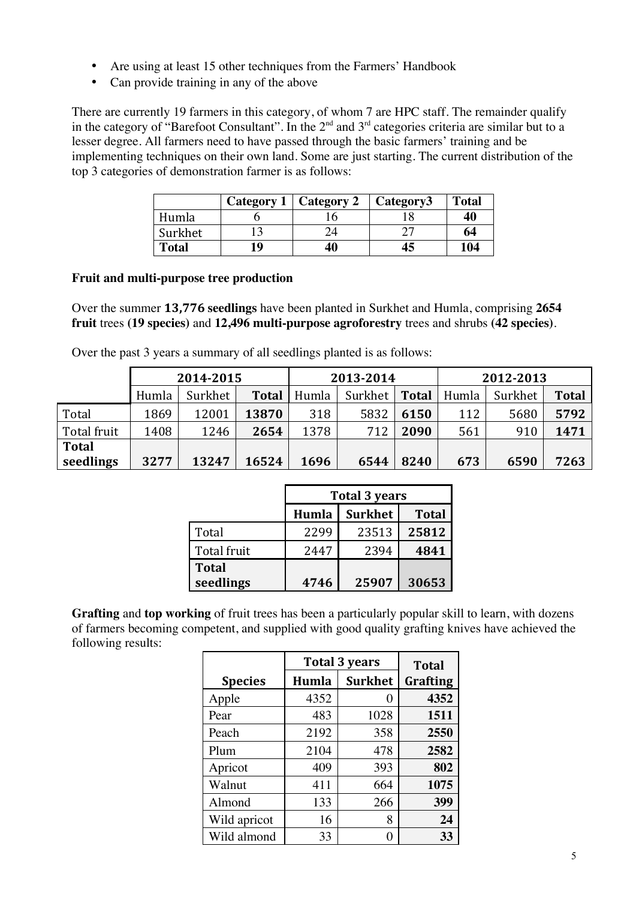- Are using at least 15 other techniques from the Farmers' Handbook
- Can provide training in any of the above

There are currently 19 farmers in this category, of whom 7 are HPC staff. The remainder qualify in the category of "Barefoot Consultant". In the 2nd and 3rd categories criteria are similar but to a lesser degree. All farmers need to have passed through the basic farmers' training and be implementing techniques on their own land. Some are just starting. The current distribution of the top 3 categories of demonstration farmer is as follows:

| | **Category 1** | **Category 2** | **Category3** | **Total** |
|---|---|---|---|---|
| Humla | 6 | 16 | 18 | **40** |
| Surkhet | 13 | 24 | 27 | **64** |
| **Total** | **19** | **40** | **45** | **104** |

**Fruit and multi-purpose tree production**

Over the summer **13,776 seedlings** have been planted in Surkhet and Humla, comprising **2654 fruit** trees **(19 species)** and **12,496 multi-purpose agroforestry** trees and shrubs **(42 species)**.

Over the past 3 years a summary of all seedlings planted is as follows:

| | **2014-2015** | | | **2013-2014** | | | **2012-2013** | | |
|---|---|---|---|---|---|---|---|---|---|
| | Humla | Surkhet | **Total** | Humla | Surkhet | **Total** | Humla | Surkhet | **Total** |
| Total | 1869 | 12001 | **13870** | 318 | 5832 | **6150** | 112 | 5680 | **5792** |
| Total fruit | 1408 | 1246 | **2654** | 1378 | 712 | **2090** | 561 | 910 | **1471** |
| **Total seedlings** | **3277** | **13247** | **16524** | **1696** | **6544** | **8240** | **673** | **6590** | **7263** |

| | **Total 3 years** | | |
|---|---|---|---|
| | **Humla** | **Surkhet** | **Total** |
| Total | 2299 | 23513 | **25812** |
| Total fruit | 2447 | 2394 | **4841** |
| **Total seedlings** | **4746** | **25907** | **30653** |

**Grafting** and **top working** of fruit trees has been a particularly popular skill to learn, with dozens of farmers becoming competent, and supplied with good quality grafting knives have achieved the following results:

| | **Total 3 years** | | **Total** |
|---|---|---|---|
| **Species** | **Humla** | **Surkhet** | **Grafting** |
| Apple | 4352 | 0 | **4352** |
| Pear | 483 | 1028 | **1511** |
| Peach | 2192 | 358 | **2550** |
| Plum | 2104 | 478 | **2582** |
| Apricot | 409 | 393 | **802** |
| Walnut | 411 | 664 | **1075** |
| Almond | 133 | 266 | **399** |
| Wild apricot | 16 | 8 | **24** |
| Wild almond | 33 | 0 | **33** |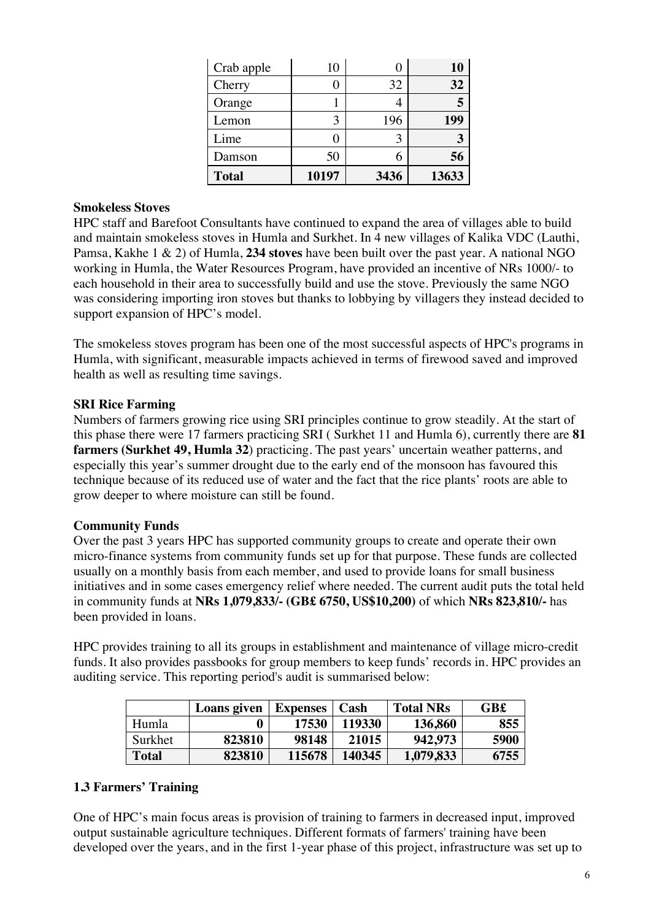| Crab apple | 10 | 0 | **10** |
|---|---|---|---|
| Cherry | 0 | 32 | **32** |
| Orange | 1 | 4 | **5** |
| Lemon | 3 | 196 | **199** |
| Lime | 0 | 3 | **3** |
| Damson | 50 | 6 | **56** |
| **Total** | **10197** | **3436** | **13633** |

### Smokeless Stoves

HPC staff and Barefoot Consultants have continued to expand the area of villages able to build and maintain smokeless stoves in Humla and Surkhet. In 4 new villages of Kalika VDC (Lauthi, Pamsa, Kakhe 1 & 2) of Humla, **234 stoves** have been built over the past year. A national NGO working in Humla, the Water Resources Program, have provided an incentive of NRs 1000/- to each household in their area to successfully build and use the stove. Previously the same NGO was considering importing iron stoves but thanks to lobbying by villagers they instead decided to support expansion of HPC's model.

The smokeless stoves program has been one of the most successful aspects of HPC's programs in Humla, with significant, measurable impacts achieved in terms of firewood saved and improved health as well as resulting time savings.

### SRI Rice Farming

Numbers of farmers growing rice using SRI principles continue to grow steadily. At the start of this phase there were 17 farmers practicing SRI ( Surkhet 11 and Humla 6), currently there are **81 farmers (Surkhet 49, Humla 32**) practicing. The past years' uncertain weather patterns, and especially this year's summer drought due to the early end of the monsoon has favoured this technique because of its reduced use of water and the fact that the rice plants' roots are able to grow deeper to where moisture can still be found.

### Community Funds

Over the past 3 years HPC has supported community groups to create and operate their own micro-finance systems from community funds set up for that purpose. These funds are collected usually on a monthly basis from each member, and used to provide loans for small business initiatives and in some cases emergency relief where needed. The current audit puts the total held in community funds at **NRs 1,079,833/- (GB£ 6750, US$10,200)** of which **NRs 823,810/-** has been provided in loans.

HPC provides training to all its groups in establishment and maintenance of village micro-credit funds. It also provides passbooks for group members to keep funds' records in. HPC provides an auditing service. This reporting period's audit is summarised below:

| | **Loans given** | **Expenses** | **Cash** | **Total NRs** | **GB£** |
|---|---|---|---|---|---|
| Humla | **0** | **17530** | **119330** | **136,860** | **855** |
| Surkhet | **823810** | **98148** | **21015** | **942,973** | **5900** |
| **Total** | **823810** | **115678** | **140345** | **1,079,833** | **6755** |

### 1.3 Farmers' Training

One of HPC's main focus areas is provision of training to farmers in decreased input, improved output sustainable agriculture techniques. Different formats of farmers' training have been developed over the years, and in the first 1-year phase of this project, infrastructure was set up to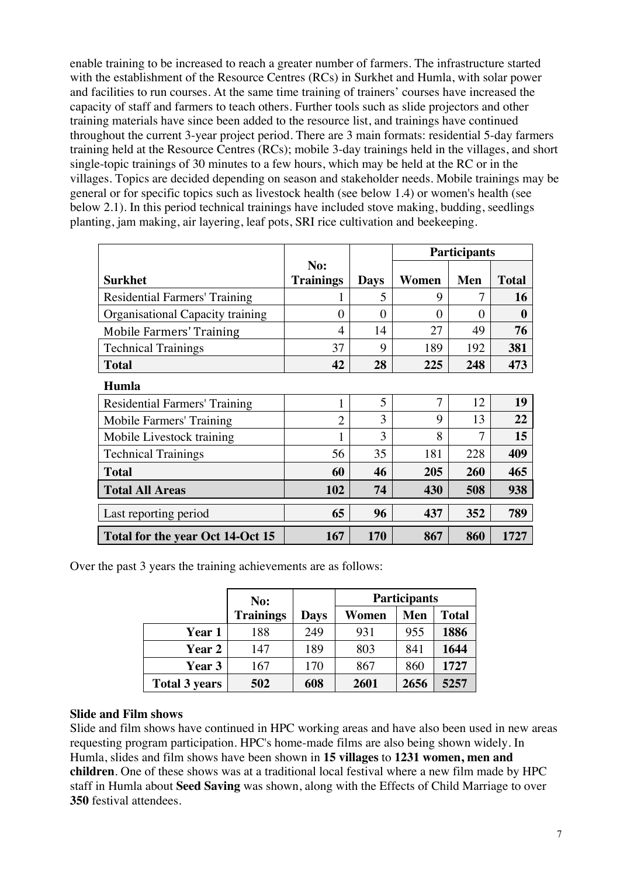enable training to be increased to reach a greater number of farmers. The infrastructure started with the establishment of the Resource Centres (RCs) in Surkhet and Humla, with solar power and facilities to run courses. At the same time training of trainers' courses have increased the capacity of staff and farmers to teach others. Further tools such as slide projectors and other training materials have since been added to the resource list, and trainings have continued throughout the current 3-year project period. There are 3 main formats: residential 5-day farmers training held at the Resource Centres (RCs); mobile 3-day trainings held in the villages, and short single-topic trainings of 30 minutes to a few hours, which may be held at the RC or in the villages. Topics are decided depending on season and stakeholder needs. Mobile trainings may be general or for specific topics such as livestock health (see below 1.4) or women's health (see below 2.1). In this period technical trainings have included stove making, budding, seedlings planting, jam making, air layering, leaf pots, SRI rice cultivation and beekeeping.

| | | | Participants | | |
|---|---|---|---|---|---|
| **Surkhet** | **No: Trainings** | **Days** | **Women** | **Men** | **Total** |
| Residential Farmers' Training | 1 | 5 | 9 | 7 | **16** |
| Organisational Capacity training | 0 | 0 | 0 | 0 | **0** |
| Mobile Farmers' Training | 4 | 14 | 27 | 49 | **76** |
| Technical Trainings | 37 | 9 | 189 | 192 | **381** |
| **Total** | **42** | **28** | **225** | **248** | **473** |
| **Humla** | | | | | |
| Residential Farmers' Training | 1 | 5 | 7 | 12 | **19** |
| Mobile Farmers' Training | 2 | 3 | 9 | 13 | **22** |
| Mobile Livestock training | 1 | 3 | 8 | 7 | **15** |
| Technical Trainings | 56 | 35 | 181 | 228 | **409** |
| **Total** | **60** | **46** | **205** | **260** | **465** |
| **Total All Areas** | **102** | **74** | **430** | **508** | **938** |
| Last reporting period | **65** | **96** | **437** | **352** | **789** |
| **Total for the year Oct 14-Oct 15** | **167** | **170** | **867** | **860** | **1727** |

Over the past 3 years the training achievements are as follows:

| | No: | | Participants | | |
|---|---|---|---|---|---|
| | **Trainings** | **Days** | **Women** | **Men** | **Total** |
| **Year 1** | 188 | 249 | 931 | 955 | **1886** |
| **Year 2** | 147 | 189 | 803 | 841 | **1644** |
| **Year 3** | 167 | 170 | 867 | 860 | **1727** |
| **Total 3 years** | **502** | **608** | **2601** | **2656** | **5257** |

**Slide and Film shows**

Slide and film shows have continued in HPC working areas and have also been used in new areas requesting program participation. HPC's home-made films are also being shown widely. In Humla, slides and film shows have been shown in **15 villages** to **1231 women, men and children**. One of these shows was at a traditional local festival where a new film made by HPC staff in Humla about **Seed Saving** was shown, along with the Effects of Child Marriage to over **350** festival attendees.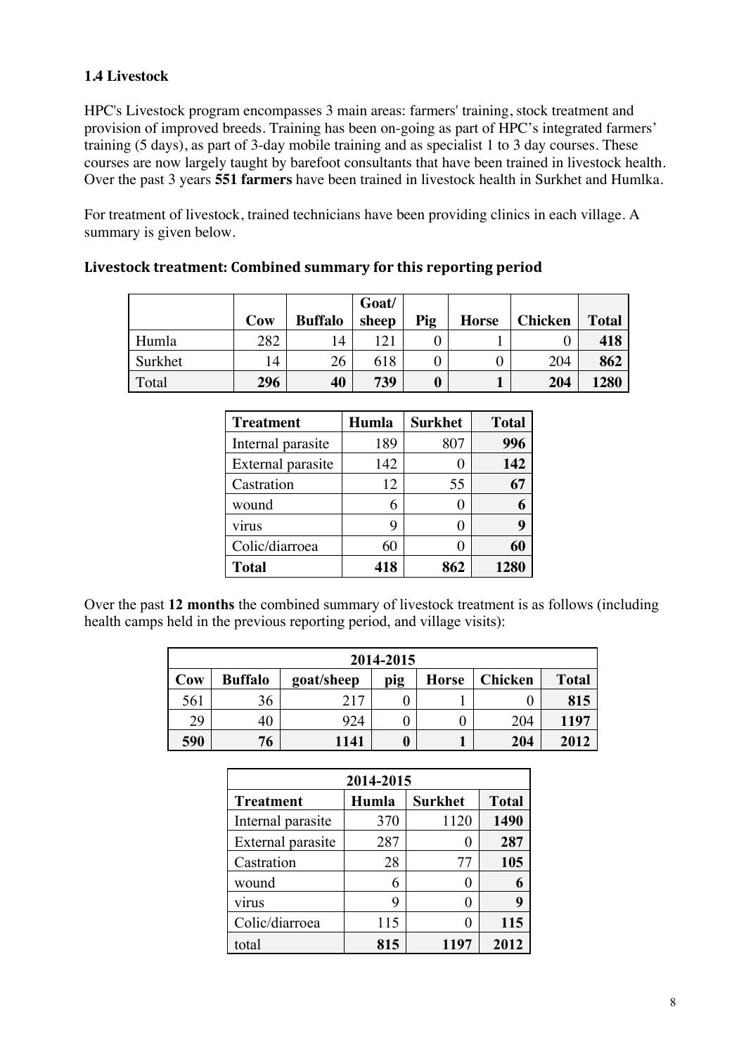### 1.4 Livestock

HPC's Livestock program encompasses 3 main areas: farmers' training, stock treatment and provision of improved breeds. Training has been on-going as part of HPC's integrated farmers' training (5 days), as part of 3-day mobile training and as specialist 1 to 3 day courses. These courses are now largely taught by barefoot consultants that have been trained in livestock health. Over the past 3 years **551 farmers** have been trained in livestock health in Surkhet and Humlka.

For treatment of livestock, trained technicians have been providing clinics in each village. A summary is given below.

#### Livestock treatment: Combined summary for this reporting period

| | Cow | Buffalo | Goat/ sheep | Pig | Horse | Chicken | Total |
|---|---|---|---|---|---|---|---|
| Humla | 282 | 14 | 121 | 0 | 1 | 0 | **418** |
| Surkhet | 14 | 26 | 618 | 0 | 0 | 204 | **862** |
| Total | **296** | **40** | **739** | **0** | **1** | **204** | **1280** |

| Treatment | Humla | Surkhet | Total |
|---|---|---|---|
| Internal parasite | 189 | 807 | **996** |
| External parasite | 142 | 0 | **142** |
| Castration | 12 | 55 | **67** |
| wound | 6 | 0 | **6** |
| virus | 9 | 0 | **9** |
| Colic/diarroea | 60 | 0 | **60** |
| **Total** | **418** | **862** | **1280** |

Over the past **12 months** the combined summary of livestock treatment is as follows (including health camps held in the previous reporting period, and village visits):

| 2014-2015 | | | | | | |
|---|---|---|---|---|---|---|
| **Cow** | **Buffalo** | **goat/sheep** | **pig** | **Horse** | **Chicken** | **Total** |
| 561 | 36 | 217 | 0 | 1 | 0 | **815** |
| 29 | 40 | 924 | 0 | 0 | 204 | **1197** |
| **590** | **76** | **1141** | **0** | **1** | **204** | **2012** |

| 2014-2015 | | | |
|---|---|---|---|
| **Treatment** | **Humla** | **Surkhet** | **Total** |
| Internal parasite | 370 | 1120 | **1490** |
| External parasite | 287 | 0 | **287** |
| Castration | 28 | 77 | **105** |
| wound | 6 | 0 | **6** |
| virus | 9 | 0 | **9** |
| Colic/diarroea | 115 | 0 | **115** |
| total | **815** | **1197** | **2012** |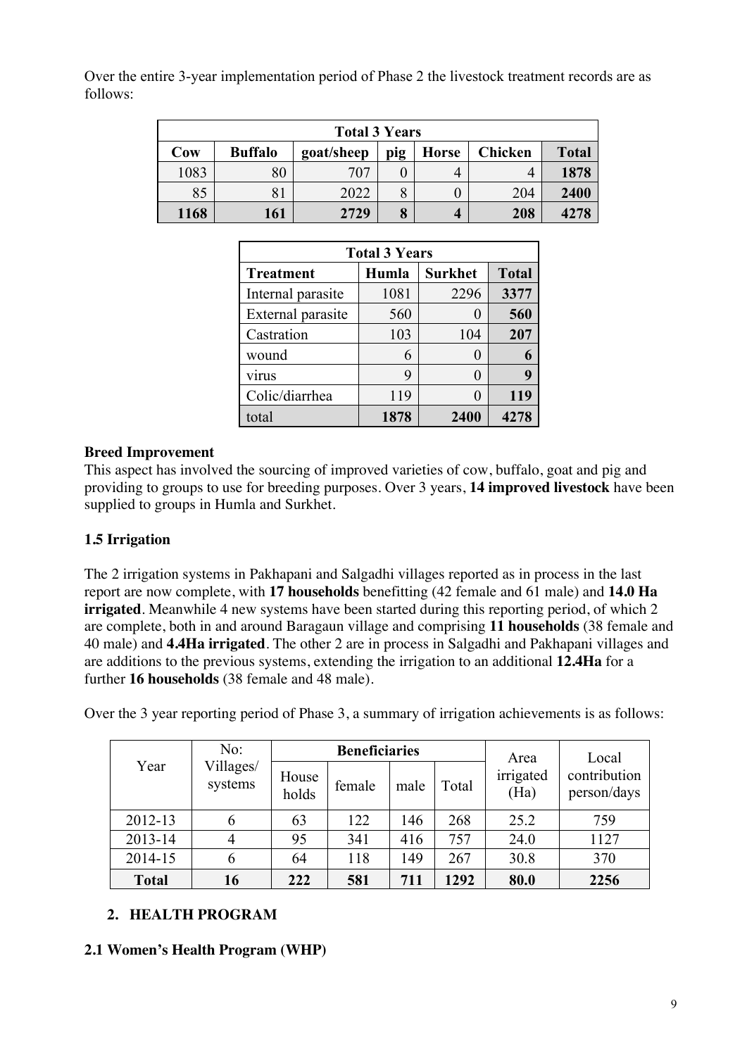Over the entire 3-year implementation period of Phase 2 the livestock treatment records are as follows:

| Total 3 Years | | | | | | |
|---|---|---|---|---|---|---|
| **Cow** | **Buffalo** | **goat/sheep** | **pig** | **Horse** | **Chicken** | **Total** |
| 1083 | 80 | 707 | 0 | 4 | 4 | **1878** |
| 85 | 81 | 2022 | 8 | 0 | 204 | **2400** |
| **1168** | **161** | **2729** | **8** | **4** | **208** | **4278** |

| Total 3 Years | | | |
|---|---|---|---|
| **Treatment** | **Humla** | **Surkhet** | **Total** |
| Internal parasite | 1081 | 2296 | **3377** |
| External parasite | 560 | 0 | **560** |
| Castration | 103 | 104 | **207** |
| wound | 6 | 0 | **6** |
| virus | 9 | 0 | **9** |
| Colic/diarrhea | 119 | 0 | **119** |
| total | **1878** | **2400** | **4278** |

**Breed Improvement**

This aspect has involved the sourcing of improved varieties of cow, buffalo, goat and pig and providing to groups to use for breeding purposes. Over 3 years, **14 improved livestock** have been supplied to groups in Humla and Surkhet.

### 1.5 Irrigation

The 2 irrigation systems in Pakhapani and Salgadhi villages reported as in process in the last report are now complete, with **17 households** benefitting (42 female and 61 male) and **14.0 Ha irrigated**. Meanwhile 4 new systems have been started during this reporting period, of which 2 are complete, both in and around Baragaun village and comprising **11 households** (38 female and 40 male) and **4.4Ha irrigated**. The other 2 are in process in Salgadhi and Pakhapani villages and are additions to the previous systems, extending the irrigation to an additional **12.4Ha** for a further **16 households** (38 female and 48 male).

Over the 3 year reporting period of Phase 3, a summary of irrigation achievements is as follows:

| Year | No: Villages/ systems | Beneficiaries | | | | Area irrigated (Ha) | Local contribution person/days |
|---|---|---|---|---|---|---|---|
| | | House holds | female | male | Total | | |
| 2012-13 | 6 | 63 | 122 | 146 | 268 | 25.2 | 759 |
| 2013-14 | 4 | 95 | 341 | 416 | 757 | 24.0 | 1127 |
| 2014-15 | 6 | 64 | 118 | 149 | 267 | 30.8 | 370 |
| **Total** | **16** | **222** | **581** | **711** | **1292** | **80.0** | **2256** |

## 2. HEALTH PROGRAM

### 2.1 Women's Health Program (WHP)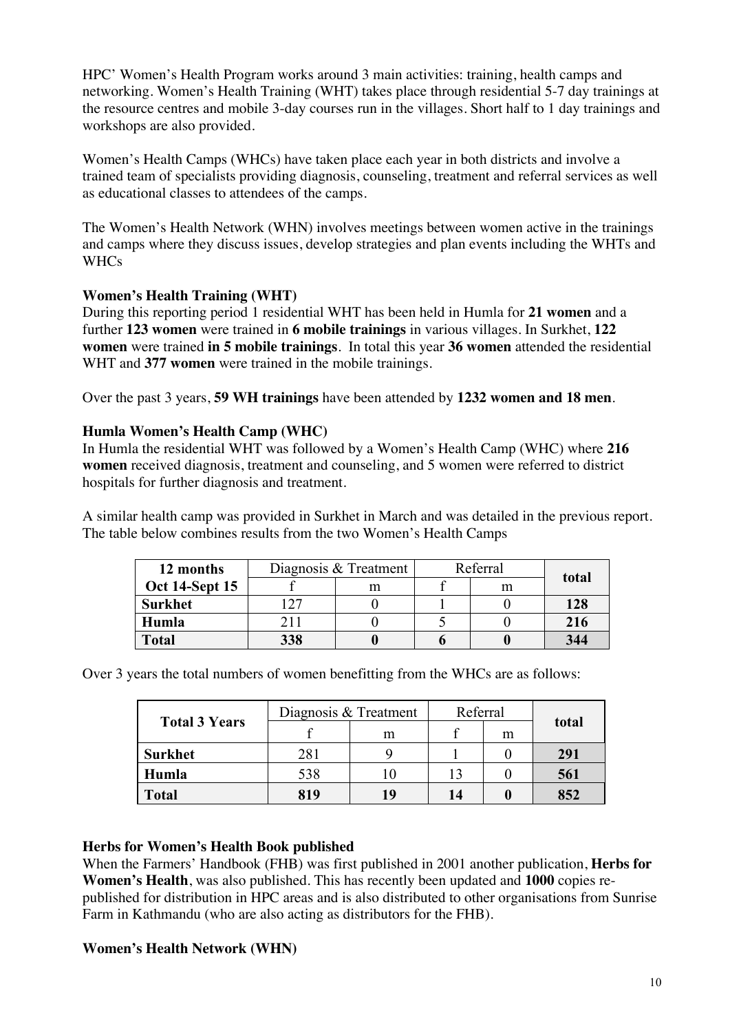HPC' Women's Health Program works around 3 main activities: training, health camps and networking. Women's Health Training (WHT) takes place through residential 5-7 day trainings at the resource centres and mobile 3-day courses run in the villages. Short half to 1 day trainings and workshops are also provided.

Women's Health Camps (WHCs) have taken place each year in both districts and involve a trained team of specialists providing diagnosis, counseling, treatment and referral services as well as educational classes to attendees of the camps.

The Women's Health Network (WHN) involves meetings between women active in the trainings and camps where they discuss issues, develop strategies and plan events including the WHTs and WHCs

**Women's Health Training (WHT)**

During this reporting period 1 residential WHT has been held in Humla for **21 women** and a further **123 women** were trained in **6 mobile trainings** in various villages. In Surkhet, **122 women** were trained **in 5 mobile trainings**. In total this year **36 women** attended the residential WHT and **377 women** were trained in the mobile trainings.

Over the past 3 years, **59 WH trainings** have been attended by **1232 women and 18 men**.

**Humla Women's Health Camp (WHC)**

In Humla the residential WHT was followed by a Women's Health Camp (WHC) where **216 women** received diagnosis, treatment and counseling, and 5 women were referred to district hospitals for further diagnosis and treatment.

A similar health camp was provided in Surkhet in March and was detailed in the previous report. The table below combines results from the two Women's Health Camps

| 12 months Oct 14-Sept 15 | Diagnosis & Treatment | | Referral | | total |
|---|---|---|---|---|---|
| | f | m | f | m | |
| **Surkhet** | 127 | 0 | 1 | 0 | **128** |
| **Humla** | 211 | 0 | 5 | 0 | **216** |
| **Total** | **338** | **0** | **6** | **0** | **344** |

Over 3 years the total numbers of women benefitting from the WHCs are as follows:

| Total 3 Years | Diagnosis & Treatment | | Referral | | total |
|---|---|---|---|---|---|
| | f | m | f | m | |
| **Surkhet** | 281 | 9 | 1 | 0 | **291** |
| **Humla** | 538 | 10 | 13 | 0 | **561** |
| **Total** | **819** | **19** | **14** | **0** | **852** |

**Herbs for Women's Health Book published**

When the Farmers' Handbook (FHB) was first published in 2001 another publication, **Herbs for Women's Health**, was also published. This has recently been updated and **1000** copies re-published for distribution in HPC areas and is also distributed to other organisations from Sunrise Farm in Kathmandu (who are also acting as distributors for the FHB).

**Women's Health Network (WHN)**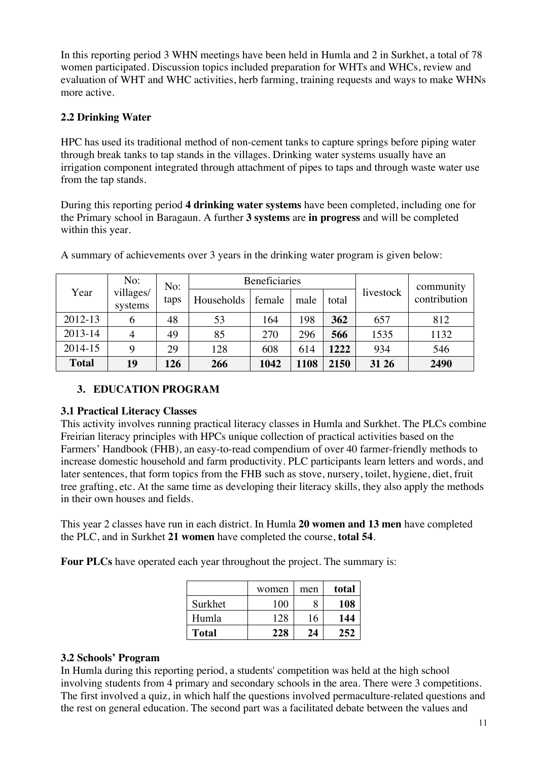In this reporting period 3 WHN meetings have been held in Humla and 2 in Surkhet, a total of 78 women participated. Discussion topics included preparation for WHTs and WHCs, review and evaluation of WHT and WHC activities, herb farming, training requests and ways to make WHNs more active.

### 2.2 Drinking Water

HPC has used its traditional method of non-cement tanks to capture springs before piping water through break tanks to tap stands in the villages. Drinking water systems usually have an irrigation component integrated through attachment of pipes to taps and through waste water use from the tap stands.

During this reporting period **4 drinking water systems** have been completed, including one for the Primary school in Baragaun. A further **3 systems** are **in progress** and will be completed within this year.

A summary of achievements over 3 years in the drinking water program is given below:

| Year | No: villages/ systems | No: taps | Beneficiaries | | | | livestock | community contribution |
|---|---|---|---|---|---|---|---|---|
| | | | Households | female | male | total | | |
| 2012-13 | 6 | 48 | 53 | 164 | 198 | **362** | 657 | 812 |
| 2013-14 | 4 | 49 | 85 | 270 | 296 | **566** | 1535 | 1132 |
| 2014-15 | 9 | 29 | 128 | 608 | 614 | **1222** | 934 | 546 |
| **Total** | **19** | **126** | **266** | **1042** | **1108** | **2150** | **31 26** | **2490** |

## 3. EDUCATION PROGRAM

### 3.1 Practical Literacy Classes

This activity involves running practical literacy classes in Humla and Surkhet. The PLCs combine Freirian literacy principles with HPCs unique collection of practical activities based on the Farmers' Handbook (FHB), an easy-to-read compendium of over 40 farmer-friendly methods to increase domestic household and farm productivity. PLC participants learn letters and words, and later sentences, that form topics from the FHB such as stove, nursery, toilet, hygiene, diet, fruit tree grafting, etc. At the same time as developing their literacy skills, they also apply the methods in their own houses and fields.

This year 2 classes have run in each district. In Humla **20 women and 13 men** have completed the PLC, and in Surkhet **21 women** have completed the course, **total 54**.

**Four PLCs** have operated each year throughout the project. The summary is:

| | women | men | total |
|---|---|---|---|
| Surkhet | 100 | 8 | **108** |
| Humla | 128 | 16 | **144** |
| **Total** | **228** | **24** | **252** |

### 3.2 Schools' Program

In Humla during this reporting period, a students' competition was held at the high school involving students from 4 primary and secondary schools in the area. There were 3 competitions. The first involved a quiz, in which half the questions involved permaculture-related questions and the rest on general education. The second part was a facilitated debate between the values and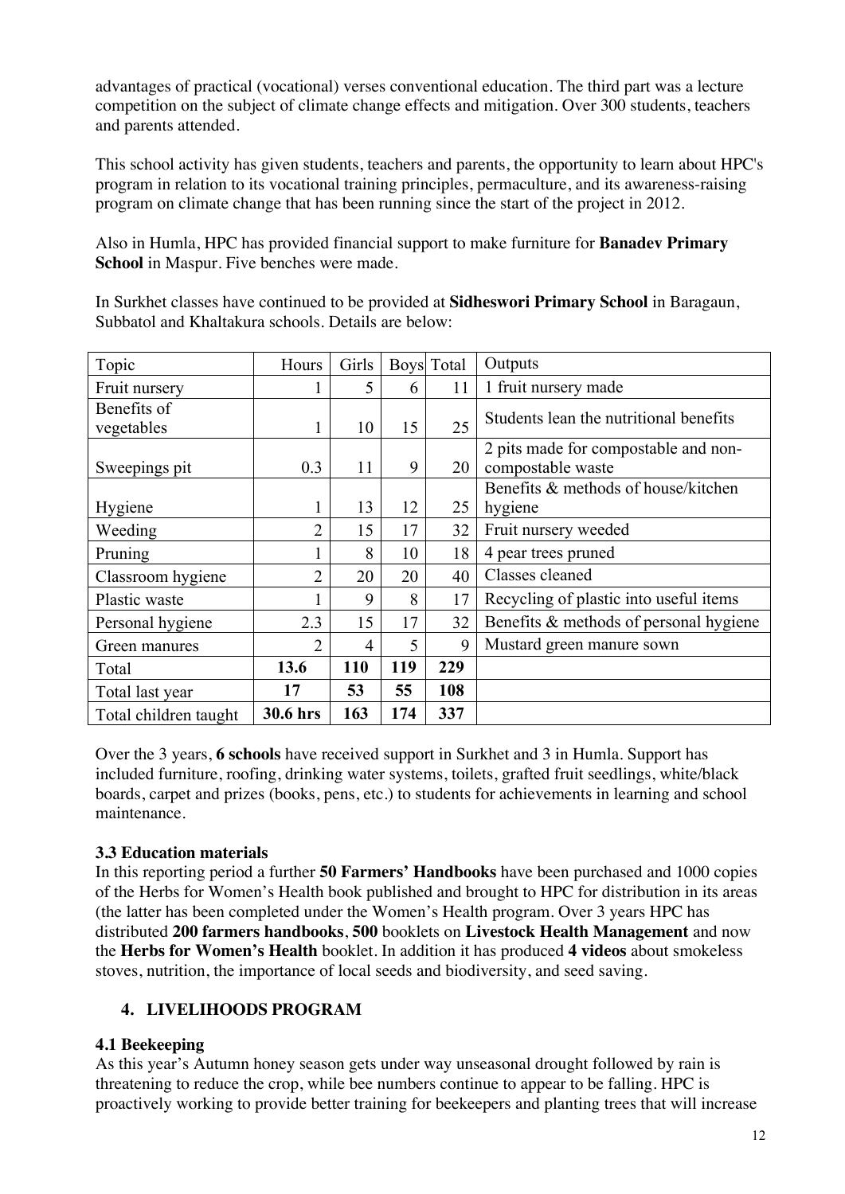advantages of practical (vocational) verses conventional education. The third part was a lecture competition on the subject of climate change effects and mitigation. Over 300 students, teachers and parents attended.

This school activity has given students, teachers and parents, the opportunity to learn about HPC's program in relation to its vocational training principles, permaculture, and its awareness-raising program on climate change that has been running since the start of the project in 2012.

Also in Humla, HPC has provided financial support to make furniture for **Banadev Primary School** in Maspur. Five benches were made.

In Surkhet classes have continued to be provided at **Sidheswori Primary School** in Baragaun, Subbatol and Khaltakura schools. Details are below:

| Topic | Hours | Girls | Boys | Total | Outputs |
|---|---|---|---|---|---|
| Fruit nursery | 1 | 5 | 6 | 11 | 1 fruit nursery made |
| Benefits of vegetables | 1 | 10 | 15 | 25 | Students lean the nutritional benefits |
| Sweepings pit | 0.3 | 11 | 9 | 20 | 2 pits made for compostable and non-compostable waste |
| Hygiene | 1 | 13 | 12 | 25 | Benefits & methods of house/kitchen hygiene |
| Weeding | 2 | 15 | 17 | 32 | Fruit nursery weeded |
| Pruning | 1 | 8 | 10 | 18 | 4 pear trees pruned |
| Classroom hygiene | 2 | 20 | 20 | 40 | Classes cleaned |
| Plastic waste | 1 | 9 | 8 | 17 | Recycling of plastic into useful items |
| Personal hygiene | 2.3 | 15 | 17 | 32 | Benefits & methods of personal hygiene |
| Green manures | 2 | 4 | 5 | 9 | Mustard green manure sown |
| Total | **13.6** | **110** | **119** | **229** | |
| Total last year | **17** | **53** | **55** | **108** | |
| Total children taught | **30.6 hrs** | **163** | **174** | **337** | |

Over the 3 years, **6 schools** have received support in Surkhet and 3 in Humla. Support has included furniture, roofing, drinking water systems, toilets, grafted fruit seedlings, white/black boards, carpet and prizes (books, pens, etc.) to students for achievements in learning and school maintenance.

### 3.3 Education materials

In this reporting period a further **50 Farmers' Handbooks** have been purchased and 1000 copies of the Herbs for Women's Health book published and brought to HPC for distribution in its areas (the latter has been completed under the Women's Health program. Over 3 years HPC has distributed **200 farmers handbooks**, **500** booklets on **Livestock Health Management** and now the **Herbs for Women's Health** booklet. In addition it has produced **4 videos** about smokeless stoves, nutrition, the importance of local seeds and biodiversity, and seed saving.

## 4. LIVELIHOODS PROGRAM

### 4.1 Beekeeping

As this year's Autumn honey season gets under way unseasonal drought followed by rain is threatening to reduce the crop, while bee numbers continue to appear to be falling. HPC is proactively working to provide better training for beekeepers and planting trees that will increase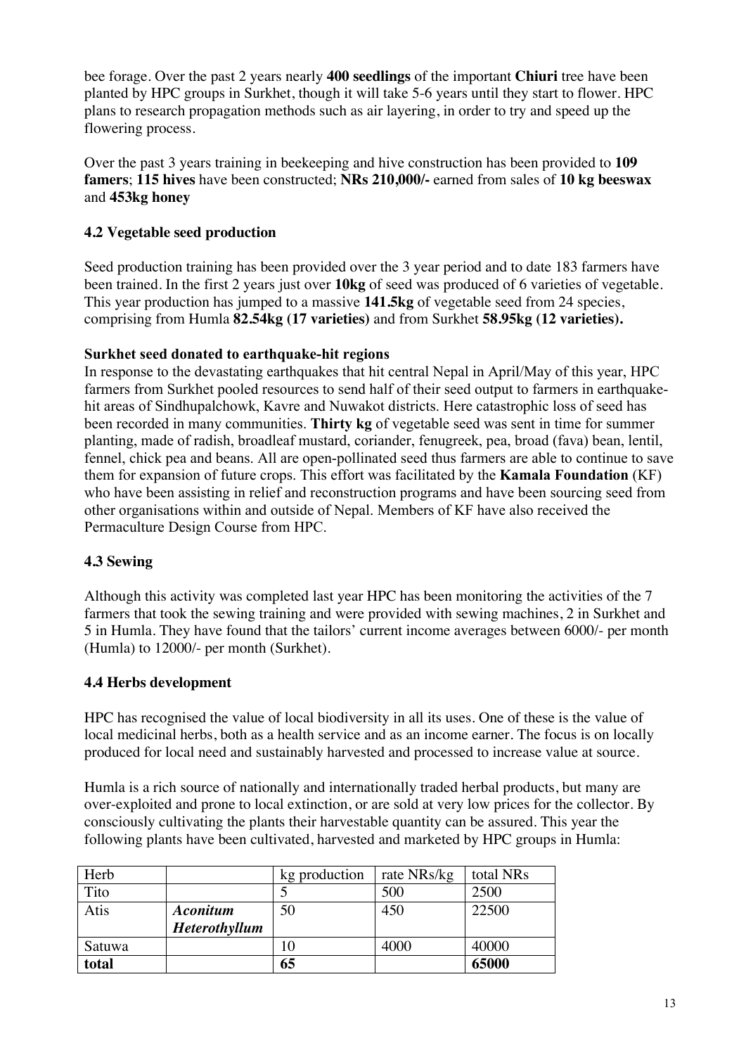bee forage. Over the past 2 years nearly **400 seedlings** of the important **Chiuri** tree have been planted by HPC groups in Surkhet, though it will take 5-6 years until they start to flower. HPC plans to research propagation methods such as air layering, in order to try and speed up the flowering process.

Over the past 3 years training in beekeeping and hive construction has been provided to **109 famers**; **115 hives** have been constructed; **NRs 210,000/-** earned from sales of **10 kg beeswax** and **453kg honey**

### 4.2 Vegetable seed production

Seed production training has been provided over the 3 year period and to date 183 farmers have been trained. In the first 2 years just over **10kg** of seed was produced of 6 varieties of vegetable. This year production has jumped to a massive **141.5kg** of vegetable seed from 24 species, comprising from Humla **82.54kg (17 varieties)** and from Surkhet **58.95kg (12 varieties).**

**Surkhet seed donated to earthquake-hit regions**

In response to the devastating earthquakes that hit central Nepal in April/May of this year, HPC farmers from Surkhet pooled resources to send half of their seed output to farmers in earthquake-hit areas of Sindhupalchowk, Kavre and Nuwakot districts. Here catastrophic loss of seed has been recorded in many communities. **Thirty kg** of vegetable seed was sent in time for summer planting, made of radish, broadleaf mustard, coriander, fenugreek, pea, broad (fava) bean, lentil, fennel, chick pea and beans. All are open-pollinated seed thus farmers are able to continue to save them for expansion of future crops. This effort was facilitated by the **Kamala Foundation** (KF) who have been assisting in relief and reconstruction programs and have been sourcing seed from other organisations within and outside of Nepal. Members of KF have also received the Permaculture Design Course from HPC.

### 4.3 Sewing

Although this activity was completed last year HPC has been monitoring the activities of the 7 farmers that took the sewing training and were provided with sewing machines, 2 in Surkhet and 5 in Humla. They have found that the tailors' current income averages between 6000/- per month (Humla) to 12000/- per month (Surkhet).

### 4.4 Herbs development

HPC has recognised the value of local biodiversity in all its uses. One of these is the value of local medicinal herbs, both as a health service and as an income earner. The focus is on locally produced for local need and sustainably harvested and processed to increase value at source.

Humla is a rich source of nationally and internationally traded herbal products, but many are over-exploited and prone to local extinction, or are sold at very low prices for the collector. By consciously cultivating the plants their harvestable quantity can be assured. This year the following plants have been cultivated, harvested and marketed by HPC groups in Humla:

| Herb | | kg production | rate NRs/kg | total NRs |
|---|---|---|---|---|
| Tito | | 5 | 500 | 2500 |
| Atis | ***Aconitum Heterothyllum*** | 50 | 450 | 22500 |
| Satuwa | | 10 | 4000 | 40000 |
| **total** | | **65** | | **65000** |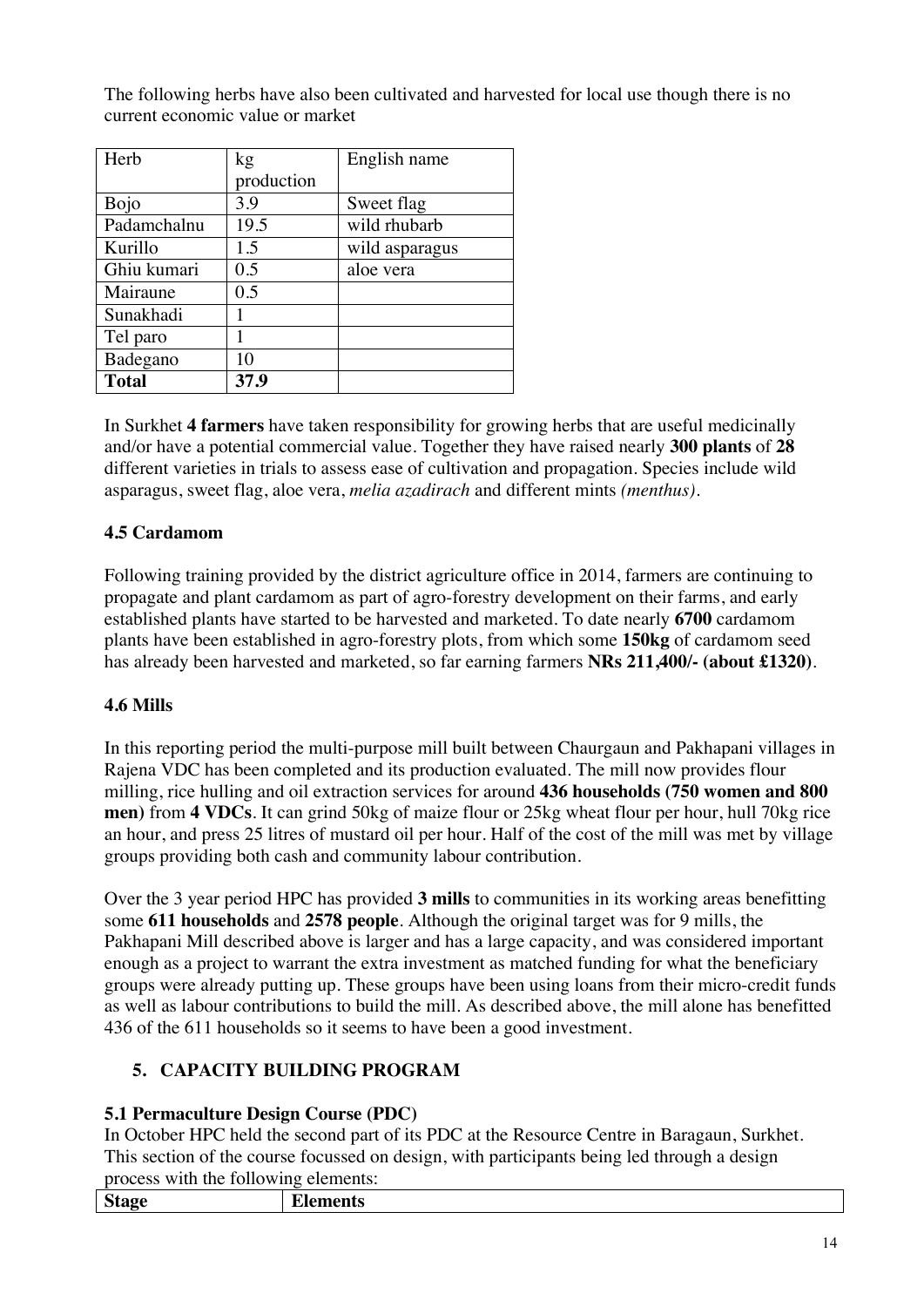The following herbs have also been cultivated and harvested for local use though there is no current economic value or market

| Herb | kg production | English name |
|---|---|---|
| Bojo | 3.9 | Sweet flag |
| Padamchalnu | 19.5 | wild rhubarb |
| Kurillo | 1.5 | wild asparagus |
| Ghiu kumari | 0.5 | aloe vera |
| Mairaune | 0.5 | |
| Sunakhadi | 1 | |
| Tel paro | 1 | |
| Badegano | 10 | |
| **Total** | **37.9** | |

In Surkhet **4 farmers** have taken responsibility for growing herbs that are useful medicinally and/or have a potential commercial value. Together they have raised nearly **300 plants** of **28** different varieties in trials to assess ease of cultivation and propagation. Species include wild asparagus, sweet flag, aloe vera, *melia azadirach* and different mints *(menthus)*.

### 4.5 Cardamom

Following training provided by the district agriculture office in 2014, farmers are continuing to propagate and plant cardamom as part of agro-forestry development on their farms, and early established plants have started to be harvested and marketed. To date nearly **6700** cardamom plants have been established in agro-forestry plots, from which some **150kg** of cardamom seed has already been harvested and marketed, so far earning farmers **NRs 211,400/- (about £1320)**.

### 4.6 Mills

In this reporting period the multi-purpose mill built between Chaurgaun and Pakhapani villages in Rajena VDC has been completed and its production evaluated. The mill now provides flour milling, rice hulling and oil extraction services for around **436 households (750 women and 800 men)** from **4 VDCs**. It can grind 50kg of maize flour or 25kg wheat flour per hour, hull 70kg rice an hour, and press 25 litres of mustard oil per hour. Half of the cost of the mill was met by village groups providing both cash and community labour contribution.

Over the 3 year period HPC has provided **3 mills** to communities in its working areas benefitting some **611 households** and **2578 people**. Although the original target was for 9 mills, the Pakhapani Mill described above is larger and has a large capacity, and was considered important enough as a project to warrant the extra investment as matched funding for what the beneficiary groups were already putting up. These groups have been using loans from their micro-credit funds as well as labour contributions to build the mill. As described above, the mill alone has benefitted 436 of the 611 households so it seems to have been a good investment.

## 5. CAPACITY BUILDING PROGRAM

### 5.1 Permaculture Design Course (PDC)

In October HPC held the second part of its PDC at the Resource Centre in Baragaun, Surkhet. This section of the course focussed on design, with participants being led through a design process with the following elements:

| Stage | Elements |
|---|---|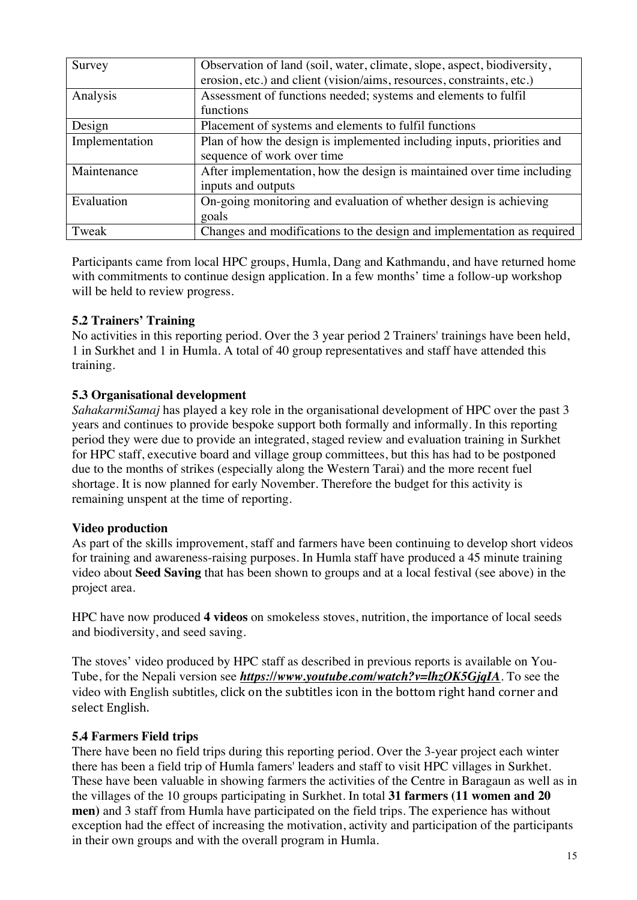| Survey | Observation of land (soil, water, climate, slope, aspect, biodiversity, erosion, etc.) and client (vision/aims, resources, constraints, etc.) |
|---|---|
| Analysis | Assessment of functions needed; systems and elements to fulfil functions |
| Design | Placement of systems and elements to fulfil functions |
| Implementation | Plan of how the design is implemented including inputs, priorities and sequence of work over time |
| Maintenance | After implementation, how the design is maintained over time including inputs and outputs |
| Evaluation | On-going monitoring and evaluation of whether design is achieving goals |
| Tweak | Changes and modifications to the design and implementation as required |

Participants came from local HPC groups, Humla, Dang and Kathmandu, and have returned home with commitments to continue design application. In a few months' time a follow-up workshop will be held to review progress.

### 5.2 Trainers' Training

No activities in this reporting period. Over the 3 year period 2 Trainers' trainings have been held, 1 in Surkhet and 1 in Humla. A total of 40 group representatives and staff have attended this training.

### 5.3 Organisational development

*SahakarmiSamaj* has played a key role in the organisational development of HPC over the past 3 years and continues to provide bespoke support both formally and informally. In this reporting period they were due to provide an integrated, staged review and evaluation training in Surkhet for HPC staff, executive board and village group committees, but this has had to be postponed due to the months of strikes (especially along the Western Tarai) and the more recent fuel shortage. It is now planned for early November. Therefore the budget for this activity is remaining unspent at the time of reporting.

### Video production

As part of the skills improvement, staff and farmers have been continuing to develop short videos for training and awareness-raising purposes. In Humla staff have produced a 45 minute training video about **Seed Saving** that has been shown to groups and at a local festival (see above) in the project area.

HPC have now produced **4 videos** on smokeless stoves, nutrition, the importance of local seeds and biodiversity, and seed saving.

The stoves' video produced by HPC staff as described in previous reports is available on You-Tube, for the Nepali version see ***https://www.youtube.com/watch?v=lhzOK5GjqIA***. To see the video with English subtitles, click on the subtitles icon in the bottom right hand corner and select English.

### 5.4 Farmers Field trips

There have been no field trips during this reporting period. Over the 3-year project each winter there has been a field trip of Humla famers' leaders and staff to visit HPC villages in Surkhet. These have been valuable in showing farmers the activities of the Centre in Baragaun as well as in the villages of the 10 groups participating in Surkhet. In total **31 farmers (11 women and 20 men)** and 3 staff from Humla have participated on the field trips. The experience has without exception had the effect of increasing the motivation, activity and participation of the participants in their own groups and with the overall program in Humla.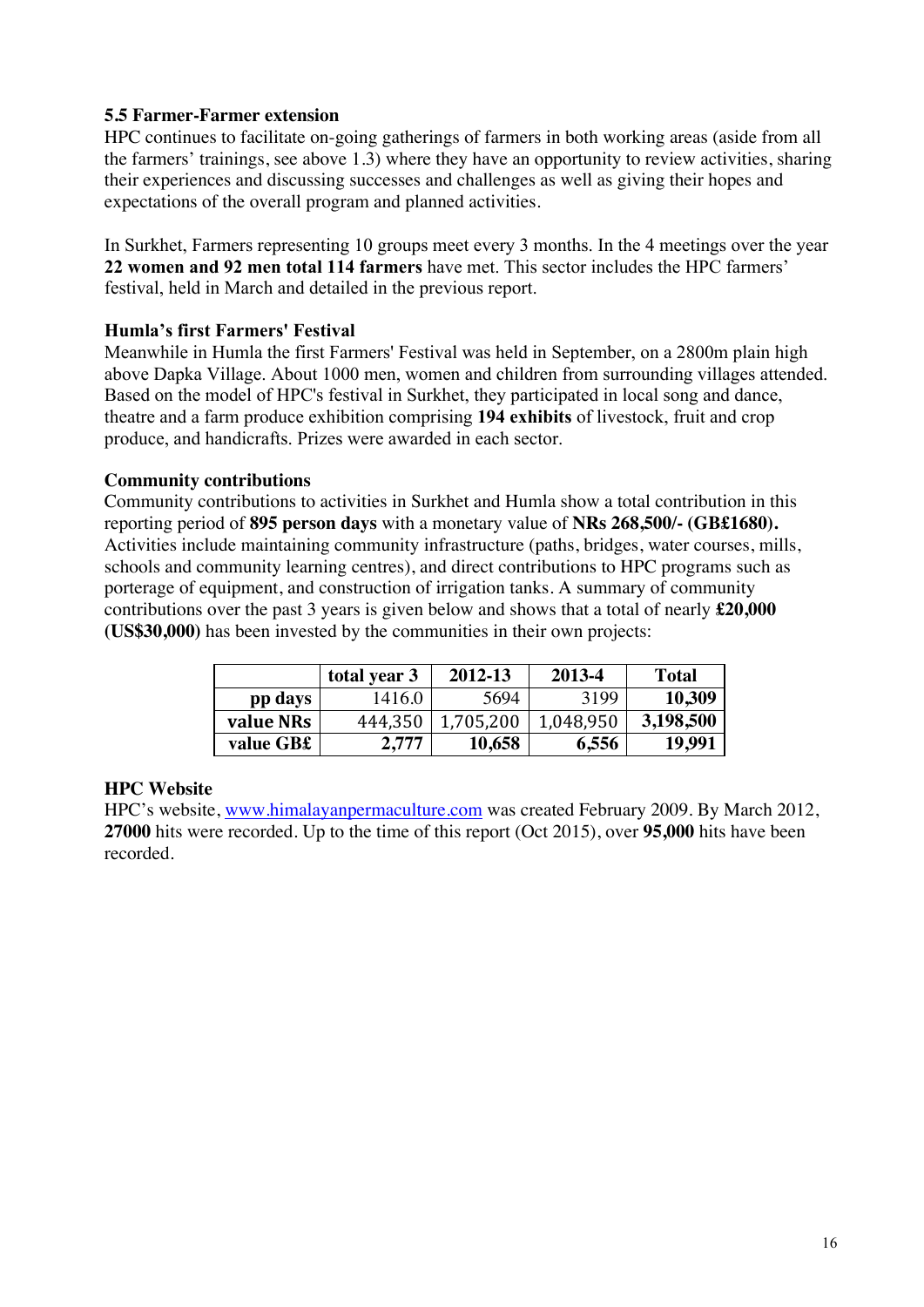### 5.5 Farmer-Farmer extension

HPC continues to facilitate on-going gatherings of farmers in both working areas (aside from all the farmers' trainings, see above 1.3) where they have an opportunity to review activities, sharing their experiences and discussing successes and challenges as well as giving their hopes and expectations of the overall program and planned activities.

In Surkhet, Farmers representing 10 groups meet every 3 months. In the 4 meetings over the year **22 women and 92 men total 114 farmers** have met. This sector includes the HPC farmers' festival, held in March and detailed in the previous report.

**Humla's first Farmers' Festival**

Meanwhile in Humla the first Farmers' Festival was held in September, on a 2800m plain high above Dapka Village. About 1000 men, women and children from surrounding villages attended. Based on the model of HPC's festival in Surkhet, they participated in local song and dance, theatre and a farm produce exhibition comprising **194 exhibits** of livestock, fruit and crop produce, and handicrafts. Prizes were awarded in each sector.

**Community contributions**

Community contributions to activities in Surkhet and Humla show a total contribution in this reporting period of **895 person days** with a monetary value of **NRs 268,500/- (GB£1680).** Activities include maintaining community infrastructure (paths, bridges, water courses, mills, schools and community learning centres), and direct contributions to HPC programs such as porterage of equipment, and construction of irrigation tanks. A summary of community contributions over the past 3 years is given below and shows that a total of nearly **£20,000 (US$30,000)** has been invested by the communities in their own projects:

| | total year 3 | 2012-13 | 2013-4 | Total |
|---|---|---|---|---|
| **pp days** | 1416.0 | 5694 | 3199 | **10,309** |
| **value NRs** | 444,350 | 1,705,200 | 1,048,950 | **3,198,500** |
| **value GB£** | **2,777** | **10,658** | **6,556** | **19,991** |

**HPC Website**

HPC's website, www.himalayanpermaculture.com was created February 2009. By March 2012, **27000** hits were recorded. Up to the time of this report (Oct 2015), over **95,000** hits have been recorded.